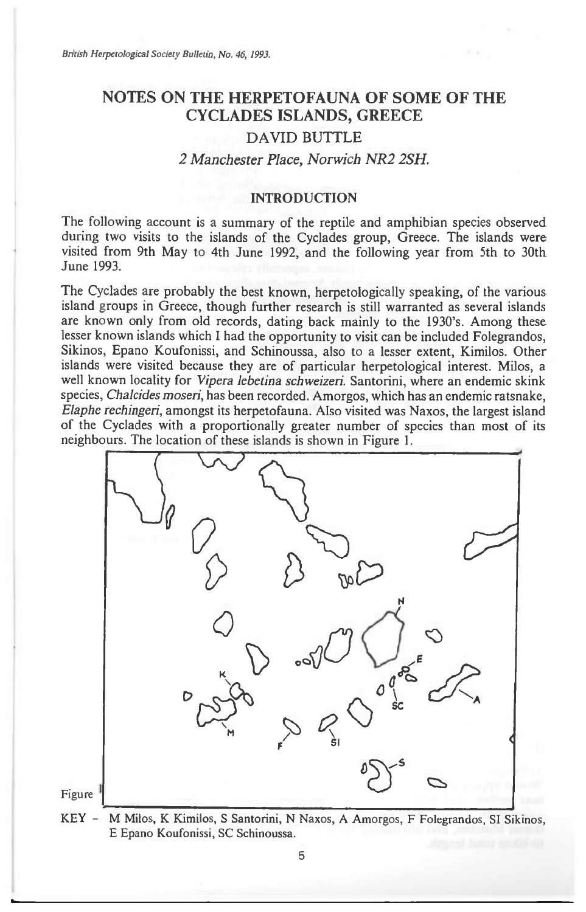# NOTES ON THE HERPETOFAUNA OF SOME OF THE CYCLADES ISLANDS, GREECE

## DAVID BUTTLE

*2 Manchester Place, Norwich NR2 2SH.*

## INTRODUCTION

The following account is a summary of the reptile and amphibian species observed during two visits to the islands of the Cyclades group, Greece. The islands were visited from 9th May to 4th June 1992, and the following year from 5th to 30th June 1993.

The Cyclades are probably the best known, herpetologically speaking, of the various island groups in Greece, though further research is still warranted as several islands are known only from old records, dating back mainly to the 1930's. Among these lesser known islands which I had the opportunity to visit can be included Folegrandos, Sikinos, Epano Koufonissi, and Schinoussa, also to a lesser extent, Kimilos. Other islands were visited because they are of particular herpetological interest. Milos, a well known locality for *Vipera lebetina schweizeri*. Santorini, where an endemic skink species, *Chalcides moseri*, has been recorded. Amorgos, which has an endemic ratsnake, *Elaphe rechingeri*, amongst its herpetofauna. Also visited was Naxos, the largest island of the Cyclades with a proportionally greater number of species than most of its neighbours. The location of these islands is shown in Figure 1.

Figure 1

KEY – M Milos, K Kimilos, S Santorini, N Naxos, A Amorgos, F Folegrandos, SI Sikinos, E Epano Koufonissi, SC Schinoussa.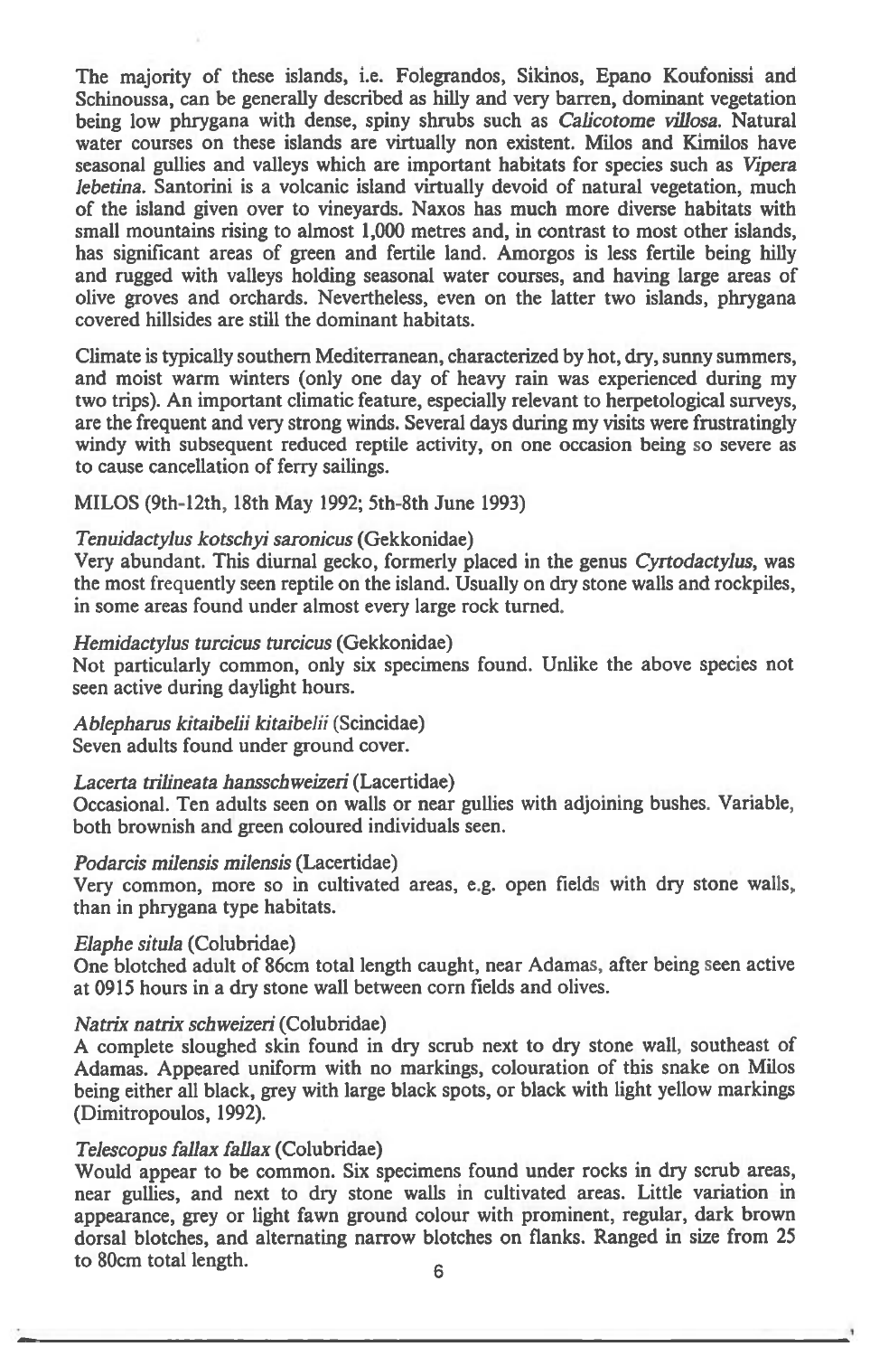The majority of these islands, i.e. Folegrandos, Sikinos, Epano Koufonissi and Schinoussa, can be generally described as hilly and very barren, dominant vegetation being low phrygana with dense, spiny shrubs such as *Calicotome villosa*. Natural water courses on these islands are virtually non existent. Milos and Kimilos have seasonal gullies and valleys which are important habitats for species such as *Vipera lebetina*. Santorini is a volcanic island virtually devoid of natural vegetation, much of the island given over to vineyards. Naxos has much more diverse habitats with small mountains rising to almost 1,000 metres and, in contrast to most other islands, has significant areas of green and fertile land. Amorgos is less fertile being hilly and rugged with valleys holding seasonal water courses, and having large areas of olive groves and orchards. Nevertheless, even on the latter two islands, phrygana covered hillsides are still the dominant habitats.

Climate is typically southern Mediterranean, characterized by hot, dry, sunny summers, and moist warm winters (only one day of heavy rain was experienced during my two trips). An important climatic feature, especially relevant to herpetological surveys, are the frequent and very strong winds. Several days during my visits were frustratingly windy with subsequent reduced reptile activity, on one occasion being so severe as to cause cancellation of ferry sailings.

MILOS (9th-12th, 18th May 1992; 5th-8th June 1993)

*Tenuidactylus kotschyi saronicus* (Gekkonidae)
Very abundant. This diurnal gecko, formerly placed in the genus *Cyrtodactylus*, was the most frequently seen reptile on the island. Usually on dry stone walls and rockpiles, in some areas found under almost every large rock turned.

*Hemidactylus turcicus turcicus* (Gekkonidae)
Not particularly common, only six specimens found. Unlike the above species not seen active during daylight hours.

*Ablepharus kitaibelii kitaibelii* (Scincidae)
Seven adults found under ground cover.

*Lacerta trilineata hansschweizeri* (Lacertidae)
Occasional. Ten adults seen on walls or near gullies with adjoining bushes. Variable, both brownish and green coloured individuals seen.

*Podarcis milensis milensis* (Lacertidae)
Very common, more so in cultivated areas, e.g. open fields with dry stone walls, than in phrygana type habitats.

*Elaphe situla* (Colubridae)
One blotched adult of 86cm total length caught, near Adamas, after being seen active at 0915 hours in a dry stone wall between corn fields and olives.

*Natrix natrix schweizeri* (Colubridae)
A complete sloughed skin found in dry scrub next to dry stone wall, southeast of Adamas. Appeared uniform with no markings, colouration of this snake on Milos being either all black, grey with large black spots, or black with light yellow markings (Dimitropoulos, 1992).

*Telescopus fallax fallax* (Colubridae)
Would appear to be common. Six specimens found under rocks in dry scrub areas, near gullies, and next to dry stone walls in cultivated areas. Little variation in appearance, grey or light fawn ground colour with prominent, regular, dark brown dorsal blotches, and alternating narrow blotches on flanks. Ranged in size from 25 to 80cm total length.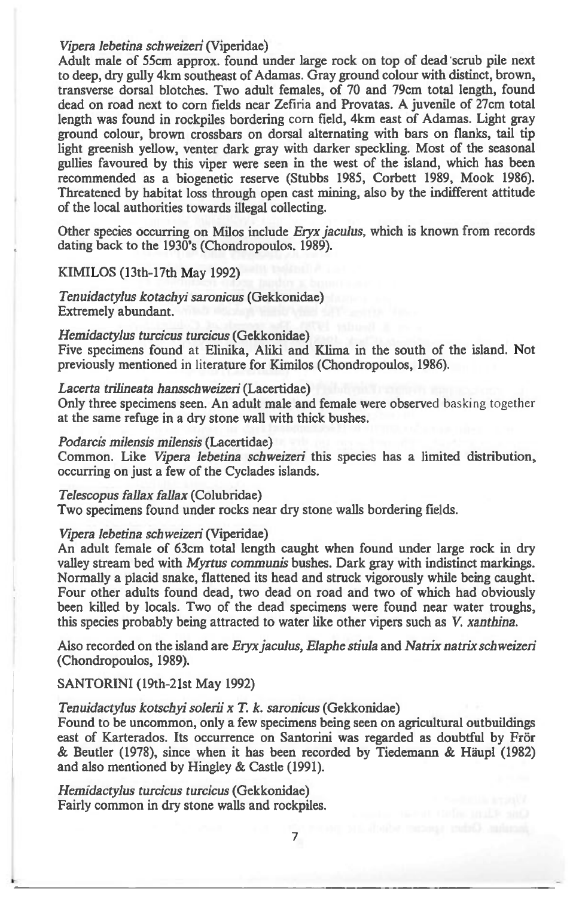*Vipera lebetina schweizeri* (Viperidae)
Adult male of 55cm approx. found under large rock on top of dead scrub pile next to deep, dry gully 4km southeast of Adamas. Gray ground colour with distinct, brown, transverse dorsal blotches. Two adult females, of 70 and 79cm total length, found dead on road next to corn fields near Zefiria and Provatas. A juvenile of 27cm total length was found in rockpiles bordering corn field, 4km east of Adamas. Light gray ground colour, brown crossbars on dorsal alternating with bars on flanks, tail tip light greenish yellow, venter dark gray with darker speckling. Most of the seasonal gullies favoured by this viper were seen in the west of the island, which has been recommended as a biogenetic reserve (Stubbs 1985, Corbett 1989, Mook 1986). Threatened by habitat loss through open cast mining, also by the indifferent attitude of the local authorities towards illegal collecting.

Other species occurring on Milos include *Eryx jaculus*, which is known from records dating back to the 1930's (Chondropoulos. 1989).

KIMILOS (13th-17th May 1992)

*Tenuidactylus kotachyi saronicus* (Gekkonidae)
Extremely abundant.

*Hemidactylus turcicus turcicus* (Gekkonidae)
Five specimens found at Elinika, Aliki and Klima in the south of the island. Not previously mentioned in literature for Kimilos (Chondropoulos, 1986).

*Lacerta trilineata hansschweizeri* (Lacertidae)
Only three specimens seen. An adult male and female were observed basking together at the same refuge in a dry stone wall with thick bushes.

*Podarcis milensis milensis* (Lacertidae)
Common. Like *Vipera lebetina schweizeri* this species has a limited distribution, occurring on just a few of the Cyclades islands.

*Telescopus fallax fallax* (Colubridae)
Two specimens found under rocks near dry stone walls bordering fields.

*Vipera lebetina schweizeri* (Viperidae)
An adult female of 63cm total length caught when found under large rock in dry valley stream bed with *Myrtus communis* bushes. Dark gray with indistinct markings. Normally a placid snake, flattened its head and struck vigorously while being caught. Four other adults found dead, two dead on road and two of which had obviously been killed by locals. Two of the dead specimens were found near water troughs, this species probably being attracted to water like other vipers such as *V. xanthina*.

Also recorded on the island are *Eryx jaculus*, *Elaphe stiula* and *Natrix natrix schweizeri* (Chondropoulos, 1989).

SANTORINI (19th-21st May 1992)

*Tenuidactylus kotschyi solerii x T. k. saronicus* (Gekkonidae)
Found to be uncommon, only a few specimens being seen on agricultural outbuildings east of Karterados. Its occurrence on Santorini was regarded as doubtful by Frör & Beutler (1978), since when it has been recorded by Tiedemann & Häupl (1982) and also mentioned by Hingley & Castle (1991).

*Hemidactylus turcicus turcicus* (Gekkonidae)
Fairly common in dry stone walls and rockpiles.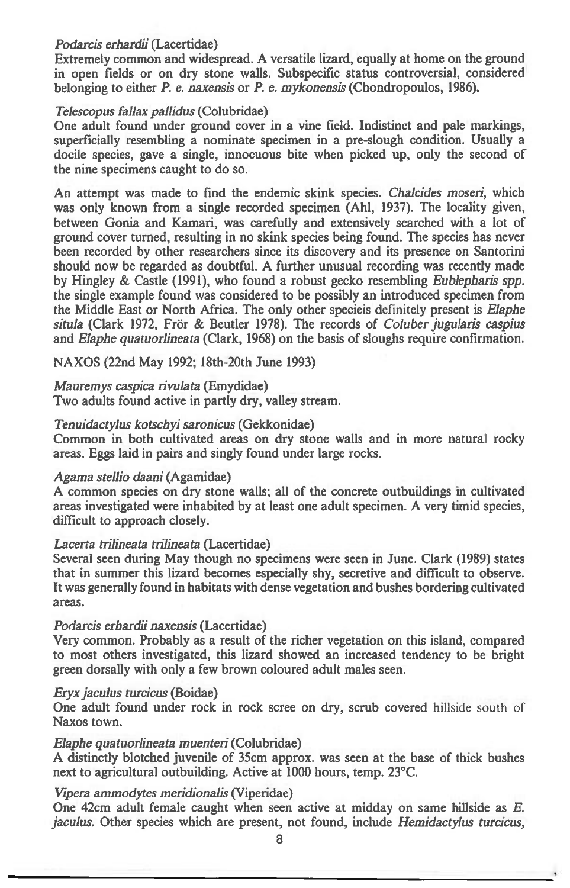*Podarcis erhardii* (Lacertidae)
Extremely common and widespread. A versatile lizard, equally at home on the ground in open fields or on dry stone walls. Subspecific status controversial, considered belonging to either *P. e. naxensis* or *P. e. mykonensis* (Chondropoulos, 1986).

*Telescopus fallax pallidus* (Colubridae)
One adult found under ground cover in a vine field. Indistinct and pale markings, superficially resembling a nominate specimen in a pre-slough condition. Usually a docile species, gave a single, innocuous bite when picked up, only the second of the nine specimens caught to do so.

An attempt was made to find the endemic skink species. *Chalcides moseri*, which was only known from a single recorded specimen (Ahl, 1937). The locality given, between Gonia and Kamari, was carefully and extensively searched with a lot of ground cover turned, resulting in no skink species being found. The species has never been recorded by other researchers since its discovery and its presence on Santorini should now be regarded as doubtful. A further unusual recording was recently made by Hingley & Castle (1991), who found a robust gecko resembling *Eublepharis spp.* the single example found was considered to be possibly an introduced specimen from the Middle East or North Africa. The only other specieis definitely present is *Elaphe situla* (Clark 1972, Frör & Beutler 1978). The records of *Coluber jugularis caspius* and *Elaphe quatuorlineata* (Clark, 1968) on the basis of sloughs require confirmation.

NAXOS (22nd May 1992; 18th-20th June 1993)

*Mauremys caspica rivulata* (Emydidae)
Two adults found active in partly dry, valley stream.

*Tenuidactylus kotschyi saronicus* (Gekkonidae)
Common in both cultivated areas on dry stone walls and in more natural rocky areas. Eggs laid in pairs and singly found under large rocks.

*Agama stellio daani* (Agamidae)
A common species on dry stone walls; all of the concrete outbuildings in cultivated areas investigated were inhabited by at least one adult specimen. A very timid species, difficult to approach closely.

*Lacerta trilineata trilineata* (Lacertidae)
Several seen during May though no specimens were seen in June. Clark (1989) states that in summer this lizard becomes especially shy, secretive and difficult to observe. It was generally found in habitats with dense vegetation and bushes bordering cultivated areas.

*Podarcis erhardii naxensis* (Lacertidae)
Very common. Probably as a result of the richer vegetation on this island, compared to most others investigated, this lizard showed an increased tendency to be bright green dorsally with only a few brown coloured adult males seen.

*Eryx jaculus turcicus* (Boidae)
One adult found under rock in rock scree on dry, scrub covered hillside south of Naxos town.

*Elaphe quatuorlineata muenteri* (Colubridae)
A distinctly blotched juvenile of 35cm approx. was seen at the base of thick bushes next to agricultural outbuilding. Active at 1000 hours, temp. 23°C.

*Vipera ammodytes meridionalis* (Viperidae)
One 42cm adult female caught when seen active at midday on same hillside as *E. jaculus*. Other species which are present, not found, include *Hemidactylus turcicus*,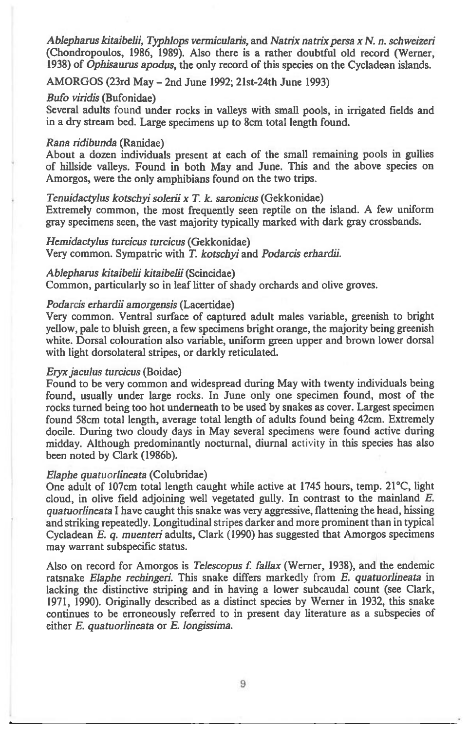*Ablepharus kitaibelii*, *Typhlops vermicularis*, and *Natrix natrix persa x N. n. schweizeri* (Chondropoulos, 1986, 1989). Also there is a rather doubtful old record (Werner, 1938) of *Ophisaurus apodus*, the only record of this species on the Cycladean islands.

AMORGOS (23rd May – 2nd June 1992; 21st-24th June 1993)

*Bufo viridis* (Bufonidae)
Several adults found under rocks in valleys with small pools, in irrigated fields and in a dry stream bed. Large specimens up to 8cm total length found.

*Rana ridibunda* (Ranidae)
About a dozen individuals present at each of the small remaining pools in gullies of hillside valleys. Found in both May and June. This and the above species on Amorgos, were the only amphibians found on the two trips.

*Tenuidactylus kotschyi solerii x T. k. saronicus* (Gekkonidae)
Extremely common, the most frequently seen reptile on the island. A few uniform gray specimens seen, the vast majority typically marked with dark gray crossbands.

*Hemidactylus turcicus turcicus* (Gekkonidae)
Very common. Sympatric with *T. kotschyi* and *Podarcis erhardii*.

*Ablepharus kitaibelii kitaibelii* (Scincidae)
Common, particularly so in leaf litter of shady orchards and olive groves.

*Podarcis erhardii amorgensis* (Lacertidae)
Very common. Ventral surface of captured adult males variable, greenish to bright yellow, pale to bluish green, a few specimens bright orange, the majority being greenish white. Dorsal colouration also variable, uniform green upper and brown lower dorsal with light dorsolateral stripes, or darkly reticulated.

*Eryx jaculus turcicus* (Boidae)
Found to be very common and widespread during May with twenty individuals being found, usually under large rocks. In June only one specimen found, most of the rocks turned being too hot underneath to be used by snakes as cover. Largest specimen found 58cm total length, average total length of adults found being 42cm. Extremely docile. During two cloudy days in May several specimens were found active during midday. Although predominantly nocturnal, diurnal activity in this species has also been noted by Clark (1986b).

*Elaphe quatuorlineata* (Colubridae)
One adult of 107cm total length caught while active at 1745 hours, temp. 21°C, light cloud, in olive field adjoining well vegetated gully. In contrast to the mainland *E. quatuorlineata* I have caught this snake was very aggressive, flattening the head, hissing and striking repeatedly. Longitudinal stripes darker and more prominent than in typical Cycladean *E. q. muenteri* adults, Clark (1990) has suggested that Amorgos specimens may warrant subspecific status.

Also on record for Amorgos is *Telescopus f. fallax* (Werner, 1938), and the endemic ratsnake *Elaphe rechingeri*. This snake differs markedly from *E. quatuorlineata* in lacking the distinctive striping and in having a lower subcaudal count (see Clark, 1971, 1990). Originally described as a distinct species by Werner in 1932, this snake continues to be erroneously referred to in present day literature as a subspecies of either *E. quatuorlineata* or *E. longissima*.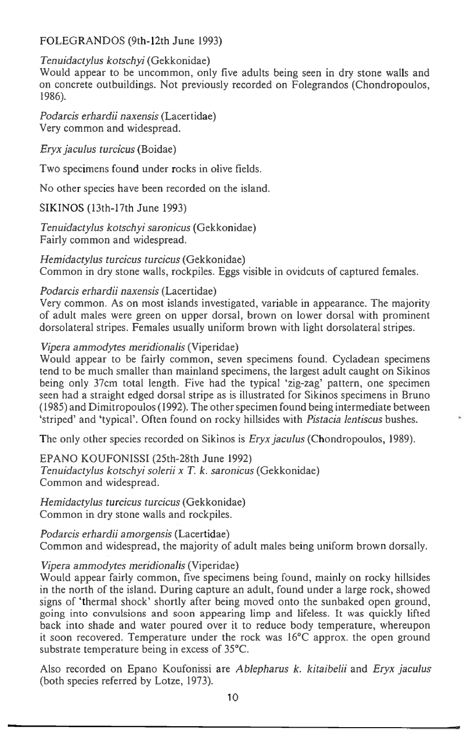FOLEGRANDOS (9th-12th June 1993)

*Tenuidactylus kotschyi* (Gekkonidae)
Would appear to be uncommon, only five adults being seen in dry stone walls and on concrete outbuildings. Not previously recorded on Folegrandos (Chondropoulos, 1986).

*Podarcis erhardii naxensis* (Lacertidae)
Very common and widespread.

*Eryx jaculus turcicus* (Boidae)

Two specimens found under rocks in olive fields.

No other species have been recorded on the island.

SIKINOS (13th-17th June 1993)

*Tenuidactylus kotschyi saronicus* (Gekkonidae)
Fairly common and widespread.

*Hemidactylus turcicus turcicus* (Gekkonidae)
Common in dry stone walls, rockpiles. Eggs visible in oviduts of captured females.

*Podarcis erhardii naxensis* (Lacertidae)
Very common. As on most islands investigated, variable in appearance. The majority of adult males were green on upper dorsal, brown on lower dorsal with prominent dorsolateral stripes. Females usually uniform brown with light dorsolateral stripes.

*Vipera ammodytes meridionalis* (Viperidae)
Would appear to be fairly common, seven specimens found. Cycladean specimens tend to be much smaller than mainland specimens, the largest adult caught on Sikinos being only 37cm total length. Five had the typical 'zig-zag' pattern, one specimen seen had a straight edged dorsal stripe as is illustrated for Sikinos specimens in Bruno (1985) and Dimitropoulos (1992). The other specimen found being intermediate between 'striped' and 'typical'. Often found on rocky hillsides with *Pistacia lentiscus* bushes.

The only other species recorded on Sikinos is *Eryx jaculus* (Chondropoulos, 1989).

EPANO KOUFONISSI (25th-28th June 1992)
*Tenuidactylus kotschyi solerii x T. k. saronicus* (Gekkonidae)
Common and widespread.

*Hemidactylus turcicus turcicus* (Gekkonidae)
Common in dry stone walls and rockpiles.

*Podarcis erhardii amorgensis* (Lacertidae)
Common and widespread, the majority of adult males being uniform brown dorsally.

*Vipera ammodytes meridionalis* (Viperidae)
Would appear fairly common, five specimens being found, mainly on rocky hillsides in the north of the island. During capture an adult, found under a large rock, showed signs of 'thermal shock' shortly after being moved onto the sunbaked open ground, going into convulsions and soon appearing limp and lifeless. It was quickly lifted back into shade and water poured over it to reduce body temperature, whereupon it soon recovered. Temperature under the rock was 16°C approx. the open ground substrate temperature being in excess of 35°C.

Also recorded on Epano Koufonissi are *Ablepharus k. kitaibelii* and *Eryx jaculus* (both species referred by Lotze, 1973).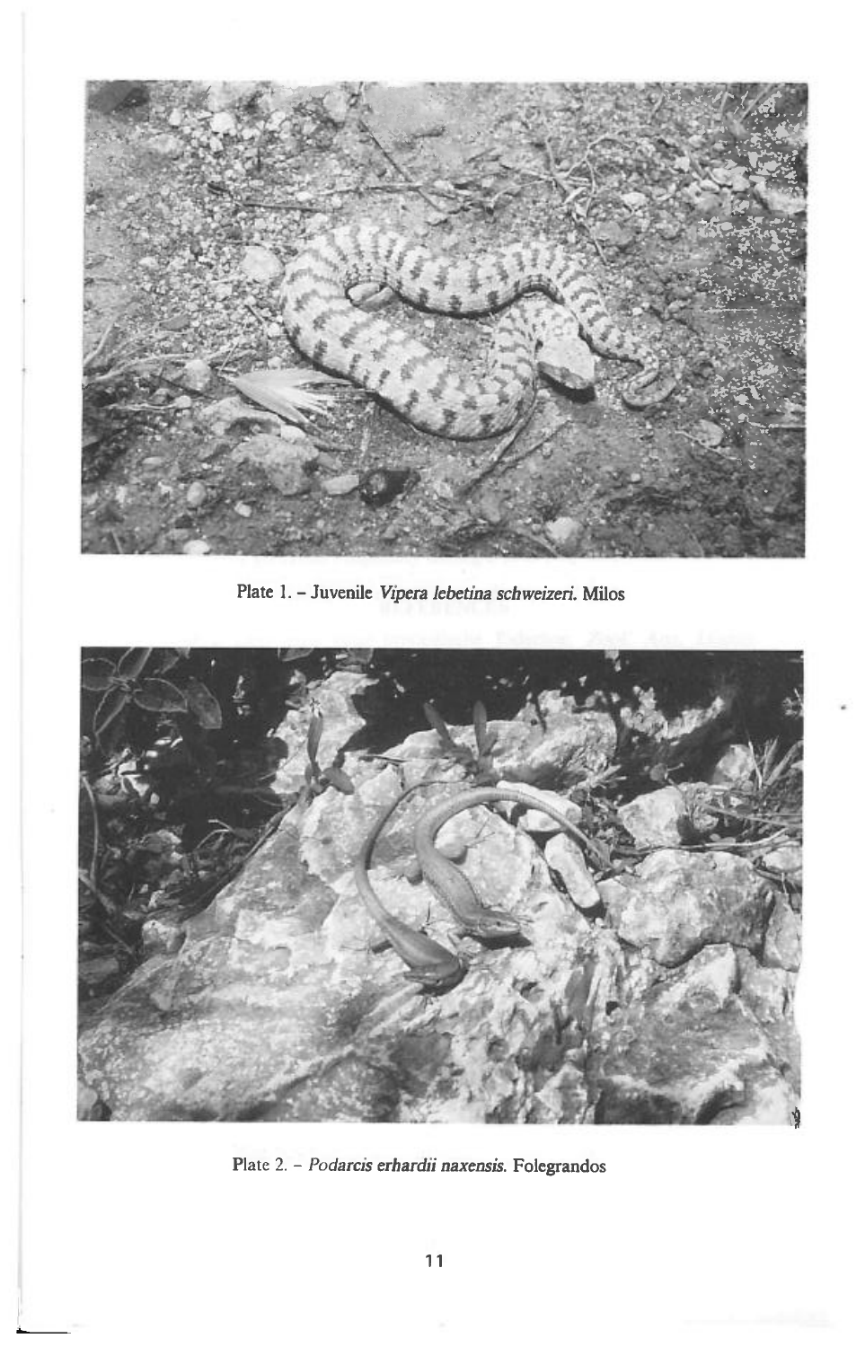Plate 1. – Juvenile *Vipera lebetina schweizeri*. Milos

Plate 2. – *Podarcis erhardii naxensis*. Folegrandos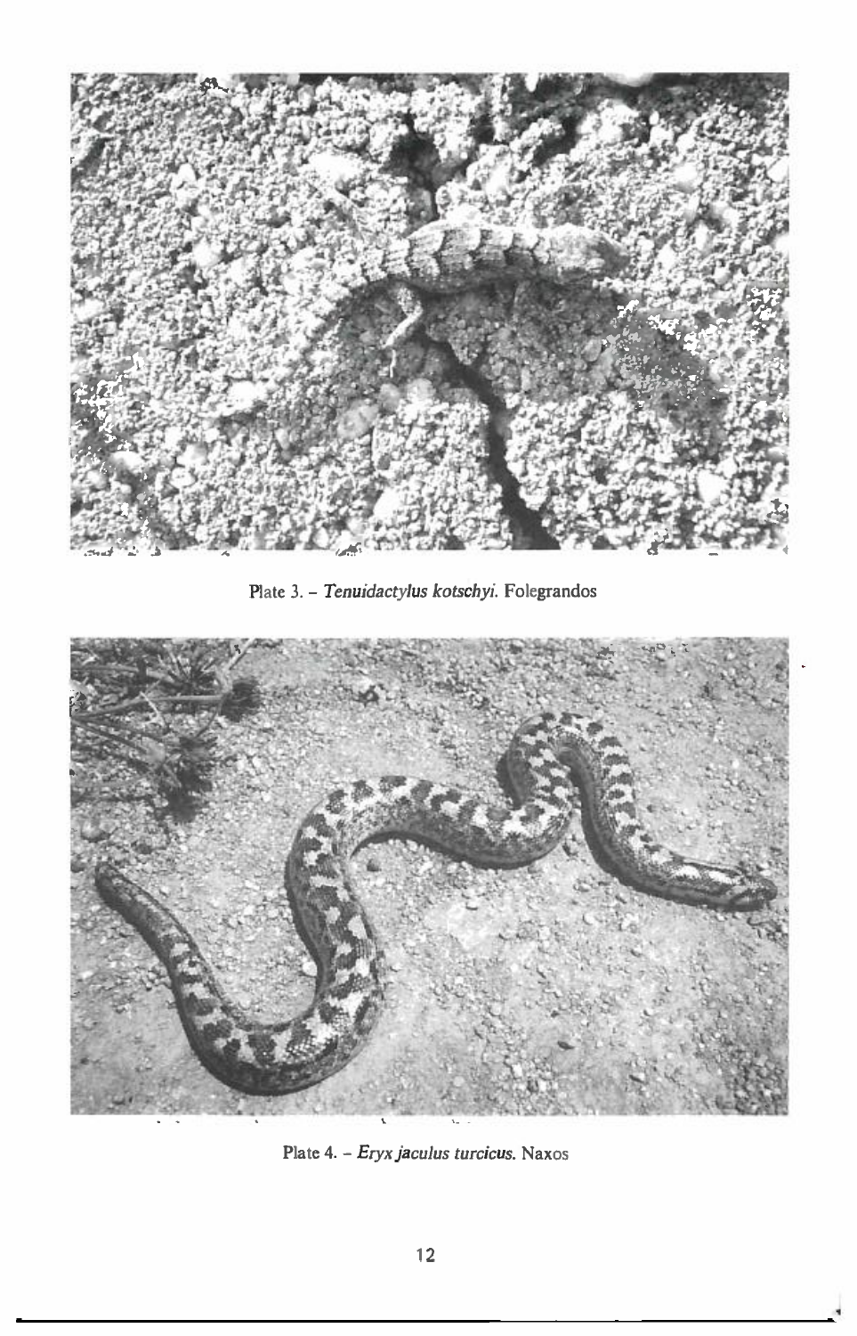Plate 3. – *Tenuidactylus kotschyi*. Folegrandos

Plate 4. – *Eryx jaculus turcicus*. Naxos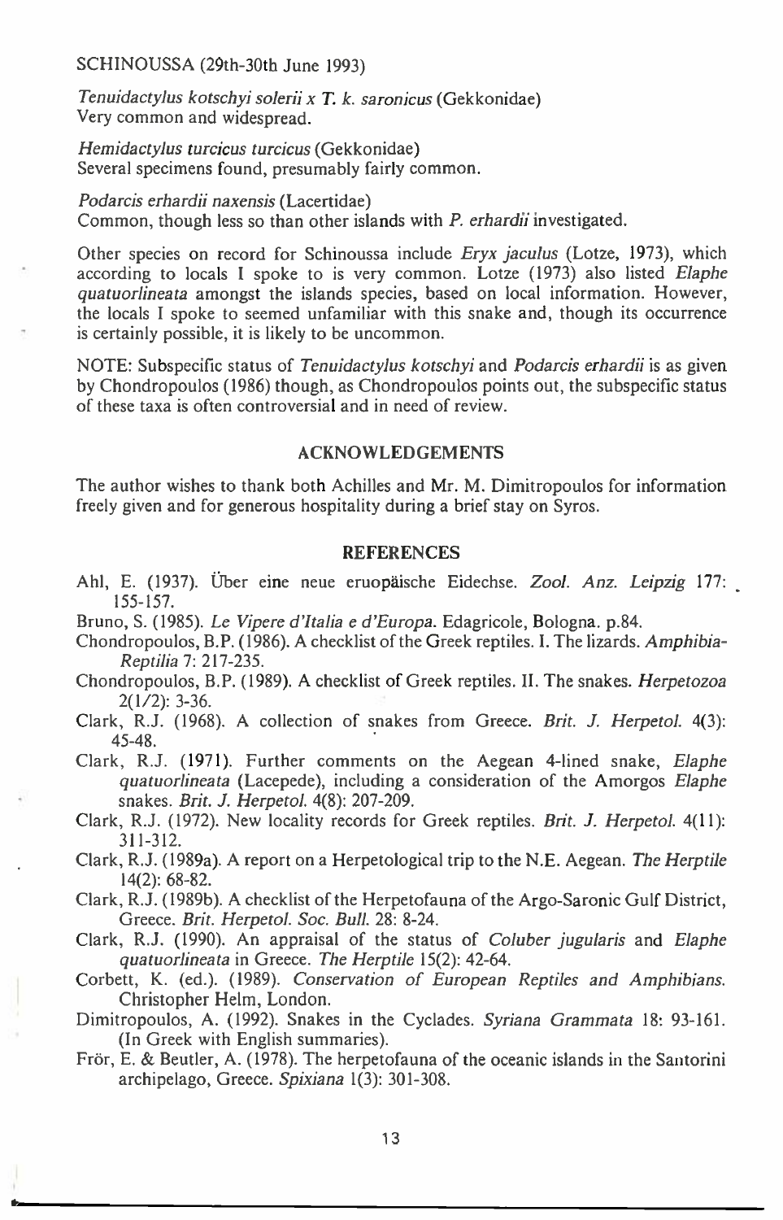SCHINOUSSA (29th-30th June 1993)

*Tenuidactylus kotschyi solerii x T. k. saronicus* (Gekkonidae)
Very common and widespread.

*Hemidactylus turcicus turcicus* (Gekkonidae)
Several specimens found, presumably fairly common.

*Podarcis erhardii naxensis* (Lacertidae)
Common, though less so than other islands with *P. erhardii* investigated.

Other species on record for Schinoussa include *Eryx jaculus* (Lotze, 1973), which according to locals I spoke to is very common. Lotze (1973) also listed *Elaphe quatuorlineata* amongst the islands species, based on local information. However, the locals I spoke to seemed unfamiliar with this snake and, though its occurrence is certainly possible, it is likely to be uncommon.

NOTE: Subspecific status of *Tenuidactylus kotschyi* and *Podarcis erhardii* is as given by Chondropoulos (1986) though, as Chondropoulos points out, the subspecific status of these taxa is often controversial and in need of review.

## ACKNOWLEDGEMENTS

The author wishes to thank both Achilles and Mr. M. Dimitropoulos for information freely given and for generous hospitality during a brief stay on Syros.

## REFERENCES

Ahl, E. (1937). Über eine neue eruopäische Eidechse. *Zool. Anz. Leipzig* 177: 155-157.

Bruno, S. (1985). *Le Vipere d'Italia e d'Europa*. Edagricole, Bologna. p.84.

Chondropoulos, B.P. (1986). A checklist of the Greek reptiles. I. The lizards. *Amphibia-Reptilia* 7: 217-235.

Chondropoulos, B.P. (1989). A checklist of Greek reptiles. II. The snakes. *Herpetozoa* 2(1/2): 3-36.

Clark, R.J. (1968). A collection of snakes from Greece. *Brit. J. Herpetol.* 4(3): 45-48.

Clark, R.J. (1971). Further comments on the Aegean 4-lined snake, *Elaphe quatuorlineata* (Lacepede), including a consideration of the Amorgos *Elaphe* snakes. *Brit. J. Herpetol.* 4(8): 207-209.

Clark, R.J. (1972). New locality records for Greek reptiles. *Brit. J. Herpetol.* 4(11): 311-312.

Clark, R.J. (1989a). A report on a Herpetological trip to the N.E. Aegean. *The Herptile* 14(2): 68-82.

Clark, R.J. (1989b). A checklist of the Herpetofauna of the Argo-Saronic Gulf District, Greece. *Brit. Herpetol. Soc. Bull.* 28: 8-24.

Clark, R.J. (1990). An appraisal of the status of *Coluber jugularis* and *Elaphe quatuorlineata* in Greece. *The Herptile* 15(2): 42-64.

Corbett, K. (ed.). (1989). *Conservation of European Reptiles and Amphibians.* Christopher Helm, London.

Dimitropoulos, A. (1992). Snakes in the Cyclades. *Syriana Grammata* 18: 93-161. (In Greek with English summaries).

Frör, E. & Beutler, A. (1978). The herpetofauna of the oceanic islands in the Santorini archipelago, Greece. *Spixiana* 1(3): 301-308.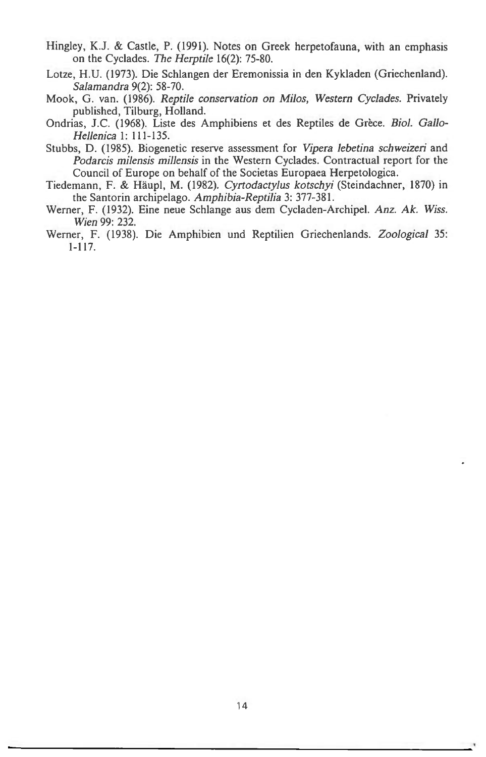Hingley, K.J. & Castle, P. (1991). Notes on Greek herpetofauna, with an emphasis on the Cyclades. *The Herptile* 16(2): 75-80.

Lotze, H.U. (1973). Die Schlangen der Eremonissia in den Kykladen (Griechenland). *Salamandra* 9(2): 58-70.

Mook, G. van. (1986). *Reptile conservation on Milos, Western Cyclades.* Privately published, Tilburg, Holland.

Ondrias, J.C. (1968). Liste des Amphibiens et des Reptiles de Grèce. *Biol. Gallo-Hellenica* 1: 111-135.

Stubbs, D. (1985). Biogenetic reserve assessment for *Vipera lebetina schweizeri* and *Podarcis milensis millensis* in the Western Cyclades. Contractual report for the Council of Europe on behalf of the Societas Europaea Herpetologica.

Tiedemann, F. & Häupl, M. (1982). *Cyrtodactylus kotschyi* (Steindachner, 1870) in the Santorin archipelago. *Amphibia-Reptilia* 3: 377-381.

Werner, F. (1932). Eine neue Schlange aus dem Cycladen-Archipel. *Anz. Ak. Wiss. Wien* 99: 232.

Werner, F. (1938). Die Amphibien und Reptilien Griechenlands. *Zoological* 35: 1-117.